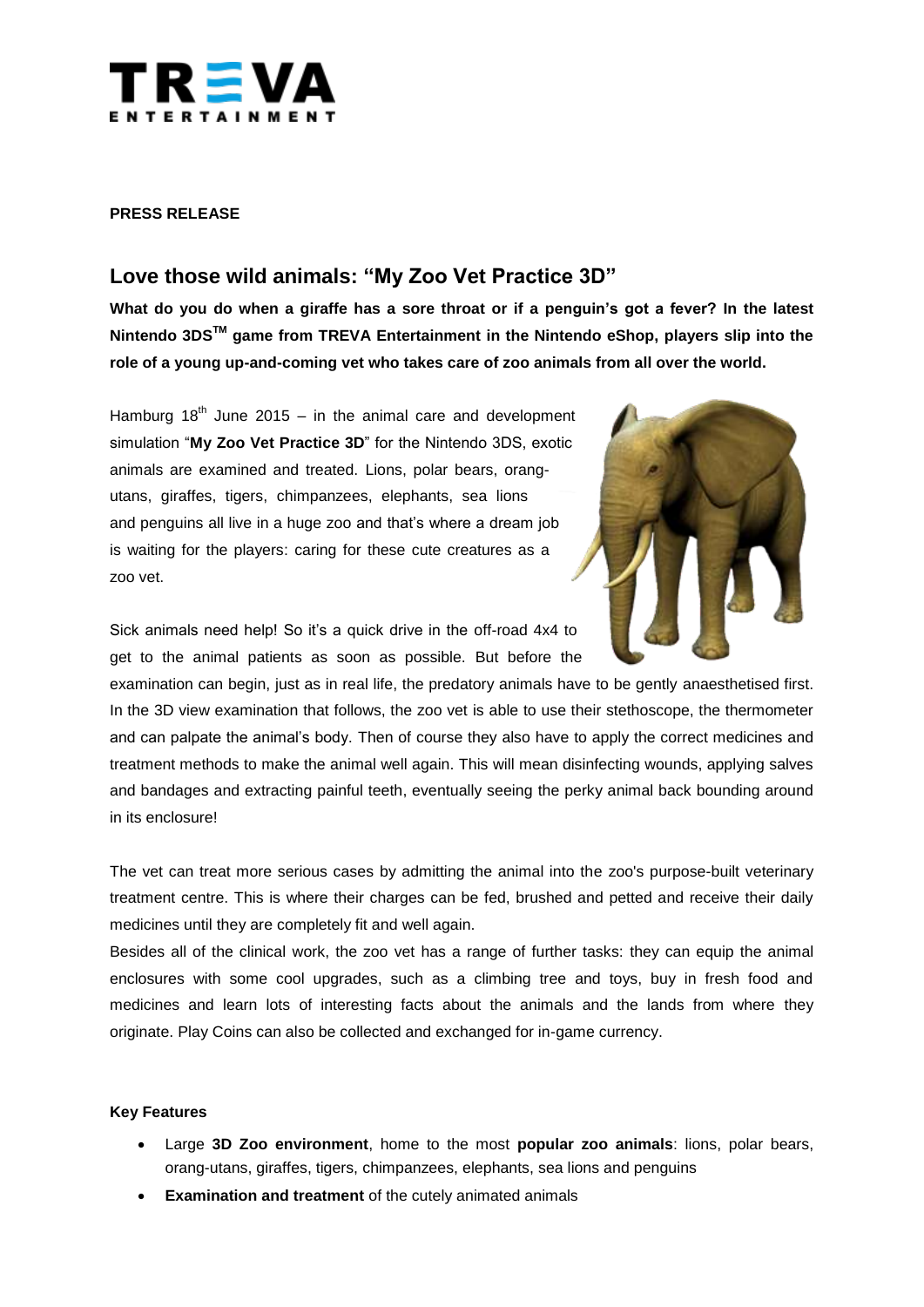**PRESS RELEASE**

## Love those wild animals: "My Zoo Vet Practice 3D"

**What do you do when a giraffe has a sore throat or if a penguin's got a fever? In the latest Nintendo 3DS™ game from TREVA Entertainment in the Nintendo eShop, players slip into the role of a young up-and-coming vet who takes care of zoo animals from all over the world.**

Hamburg 18th June 2015 – in the animal care and development simulation "**My Zoo Vet Practice 3D**" for the Nintendo 3DS, exotic animals are examined and treated. Lions, polar bears, orang-utans, giraffes, tigers, chimpanzees, elephants, sea lions and penguins all live in a huge zoo and that's where a dream job is waiting for the players: caring for these cute creatures as a zoo vet.

Sick animals need help! So it's a quick drive in the off-road 4x4 to get to the animal patients as soon as possible. But before the examination can begin, just as in real life, the predatory animals have to be gently anaesthetised first. In the 3D view examination that follows, the zoo vet is able to use their stethoscope, the thermometer and can palpate the animal's body. Then of course they also have to apply the correct medicines and treatment methods to make the animal well again. This will mean disinfecting wounds, applying salves and bandages and extracting painful teeth, eventually seeing the perky animal back bounding around in its enclosure!

The vet can treat more serious cases by admitting the animal into the zoo's purpose-built veterinary treatment centre. This is where their charges can be fed, brushed and petted and receive their daily medicines until they are completely fit and well again.

Besides all of the clinical work, the zoo vet has a range of further tasks: they can equip the animal enclosures with some cool upgrades, such as a climbing tree and toys, buy in fresh food and medicines and learn lots of interesting facts about the animals and the lands from where they originate. Play Coins can also be collected and exchanged for in-game currency.

**Key Features**

- Large **3D Zoo environment**, home to the most **popular zoo animals**: lions, polar bears, orang-utans, giraffes, tigers, chimpanzees, elephants, sea lions and penguins
- **Examination and treatment** of the cutely animated animals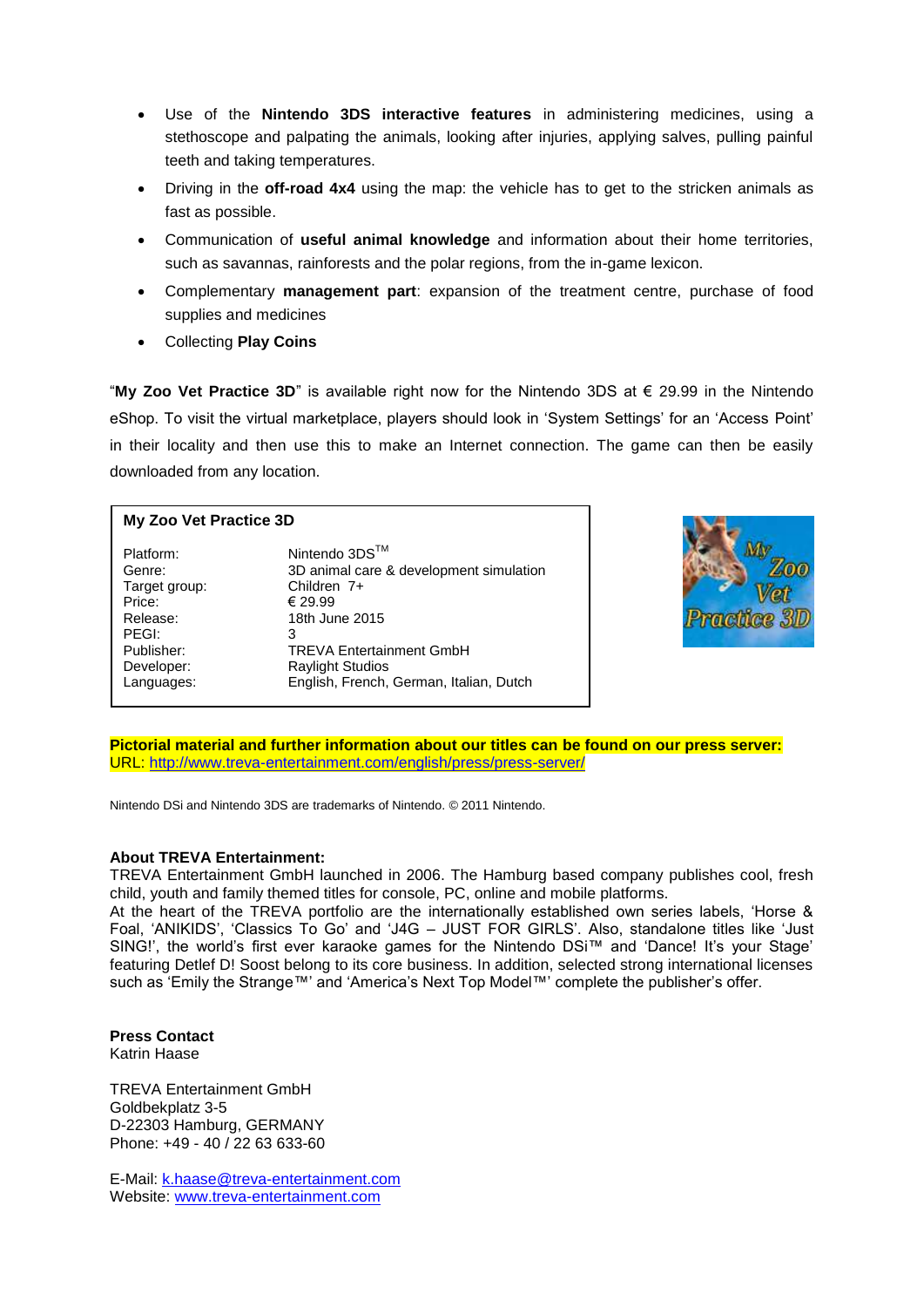- Use of the **Nintendo 3DS interactive features** in administering medicines, using a stethoscope and palpating the animals, looking after injuries, applying salves, pulling painful teeth and taking temperatures.
- Driving in the **off-road 4x4** using the map: the vehicle has to get to the stricken animals as fast as possible.
- Communication of **useful animal knowledge** and information about their home territories, such as savannas, rainforests and the polar regions, from the in-game lexicon.
- Complementary **management part**: expansion of the treatment centre, purchase of food supplies and medicines
- Collecting **Play Coins**

"**My Zoo Vet Practice 3D**" is available right now for the Nintendo 3DS at € 29.99 in the Nintendo eShop. To visit the virtual marketplace, players should look in 'System Settings' for an 'Access Point' in their locality and then use this to make an Internet connection. The game can then be easily downloaded from any location.

**My Zoo Vet Practice 3D**

| | |
|---|---|
| Platform: | Nintendo 3DS™ |
| Genre: | 3D animal care & development simulation |
| Target group: | Children 7+ |
| Price: | € 29.99 |
| Release: | 18th June 2015 |
| PEGI: | 3 |
| Publisher: | TREVA Entertainment GmbH |
| Developer: | Raylight Studios |
| Languages: | English, French, German, Italian, Dutch |

**Pictorial material and further information about our titles can be found on our press server:**
URL: http://www.treva-entertainment.com/english/press/press-server/

Nintendo DSi and Nintendo 3DS are trademarks of Nintendo. © 2011 Nintendo.

**About TREVA Entertainment:**
TREVA Entertainment GmbH launched in 2006. The Hamburg based company publishes cool, fresh child, youth and family themed titles for console, PC, online and mobile platforms.
At the heart of the TREVA portfolio are the internationally established own series labels, 'Horse & Foal, 'ANIKIDS', 'Classics To Go' and 'J4G – JUST FOR GIRLS'. Also, standalone titles like 'Just SING!', the world's first ever karaoke games for the Nintendo DSi™ and 'Dance! It's your Stage' featuring Detlef D! Soost belong to its core business. In addition, selected strong international licenses such as 'Emily the Strange™' and 'America's Next Top Model™' complete the publisher's offer.

**Press Contact**
Katrin Haase

TREVA Entertainment GmbH
Goldbekplatz 3-5
D-22303 Hamburg, GERMANY
Phone: +49 - 40 / 22 63 633-60

E-Mail: k.haase@treva-entertainment.com
Website: www.treva-entertainment.com